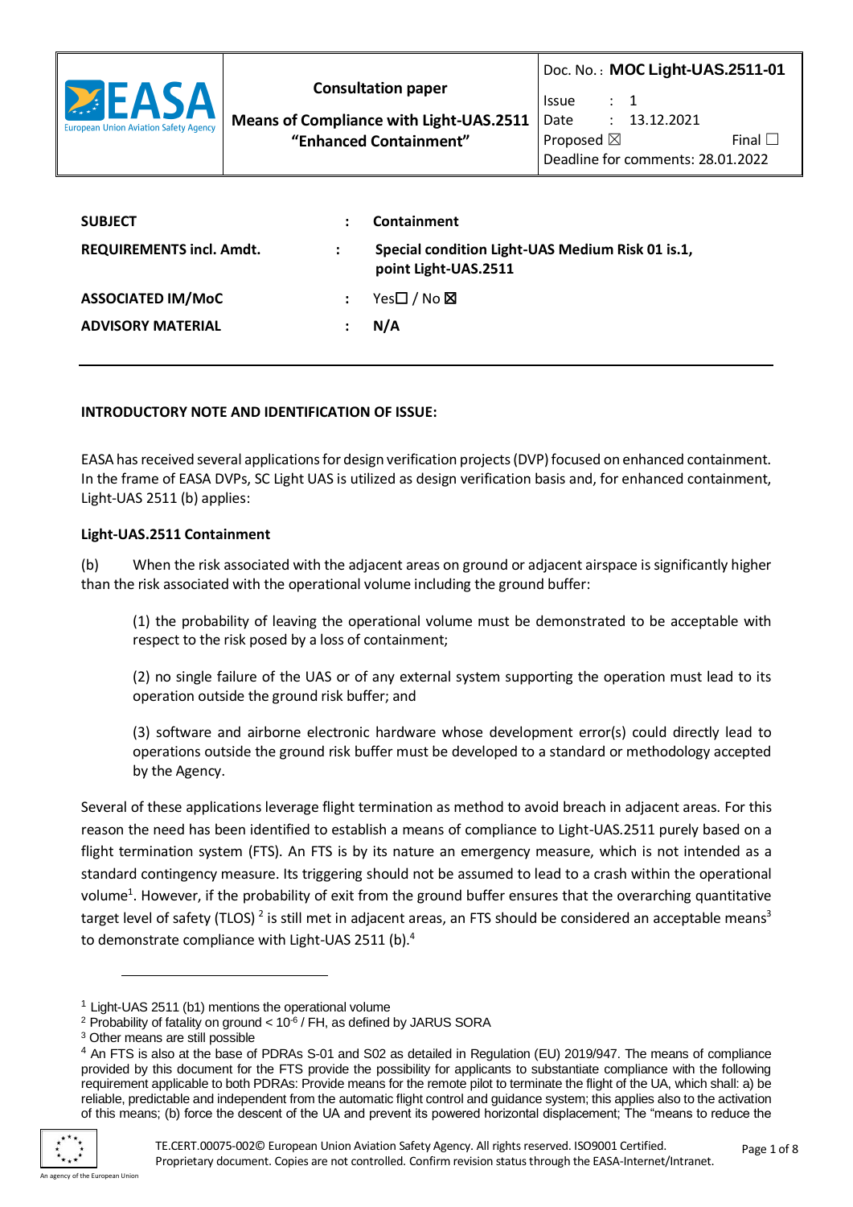| EASA European Union Aviation Safety Agency | **Consultation paper**<br><br>**Means of Compliance with Light-UAS.2511 "Enhanced Containment"** | Doc. No. : **MOC Light-UAS.2511-01**<br>Issue : 1<br>Date : 13.12.2021<br>Proposed ☒ Final ☐<br>Deadline for comments: 28.01.2022 |
|---|---|---|

| | | |
|---|---|---|
| **SUBJECT** | : | **Containment** |
| **REQUIREMENTS incl. Amdt.** | : | **Special condition Light-UAS Medium Risk 01 is.1, point Light-UAS.2511** |
| **ASSOCIATED IM/MoC** | : | Yes☐ / No ☒ |
| **ADVISORY MATERIAL** | : | **N/A** |

**INTRODUCTORY NOTE AND IDENTIFICATION OF ISSUE:**

EASA has received several applications for design verification projects (DVP) focused on enhanced containment. In the frame of EASA DVPs, SC Light UAS is utilized as design verification basis and, for enhanced containment, Light-UAS 2511 (b) applies:

**Light-UAS.2511 Containment**

(b) When the risk associated with the adjacent areas on ground or adjacent airspace is significantly higher than the risk associated with the operational volume including the ground buffer:

> (1) the probability of leaving the operational volume must be demonstrated to be acceptable with respect to the risk posed by a loss of containment;
>
> (2) no single failure of the UAS or of any external system supporting the operation must lead to its operation outside the ground risk buffer; and
>
> (3) software and airborne electronic hardware whose development error(s) could directly lead to operations outside the ground risk buffer must be developed to a standard or methodology accepted by the Agency.

Several of these applications leverage flight termination as method to avoid breach in adjacent areas. For this reason the need has been identified to establish a means of compliance to Light-UAS.2511 purely based on a flight termination system (FTS). An FTS is by its nature an emergency measure, which is not intended as a standard contingency measure. Its triggering should not be assumed to lead to a crash within the operational volume[1]. However, if the probability of exit from the ground buffer ensures that the overarching quantitative target level of safety (TLOS)[2] is still met in adjacent areas, an FTS should be considered an acceptable means[3] to demonstrate compliance with Light-UAS 2511 (b).[4]

---

[1] Light-UAS 2511 (b1) mentions the operational volume

[2] Probability of fatality on ground < $10^{-6}$ / FH, as defined by JARUS SORA

[3] Other means are still possible

[4] An FTS is also at the base of PDRAs S-01 and S02 as detailed in Regulation (EU) 2019/947. The means of compliance provided by this document for the FTS provide the possibility for applicants to substantiate compliance with the following requirement applicable to both PDRAs: Provide means for the remote pilot to terminate the flight of the UA, which shall: a) be reliable, predictable and independent from the automatic flight control and guidance system; this applies also to the activation of this means; (b) force the descent of the UA and prevent its powered horizontal displacement; The "means to reduce the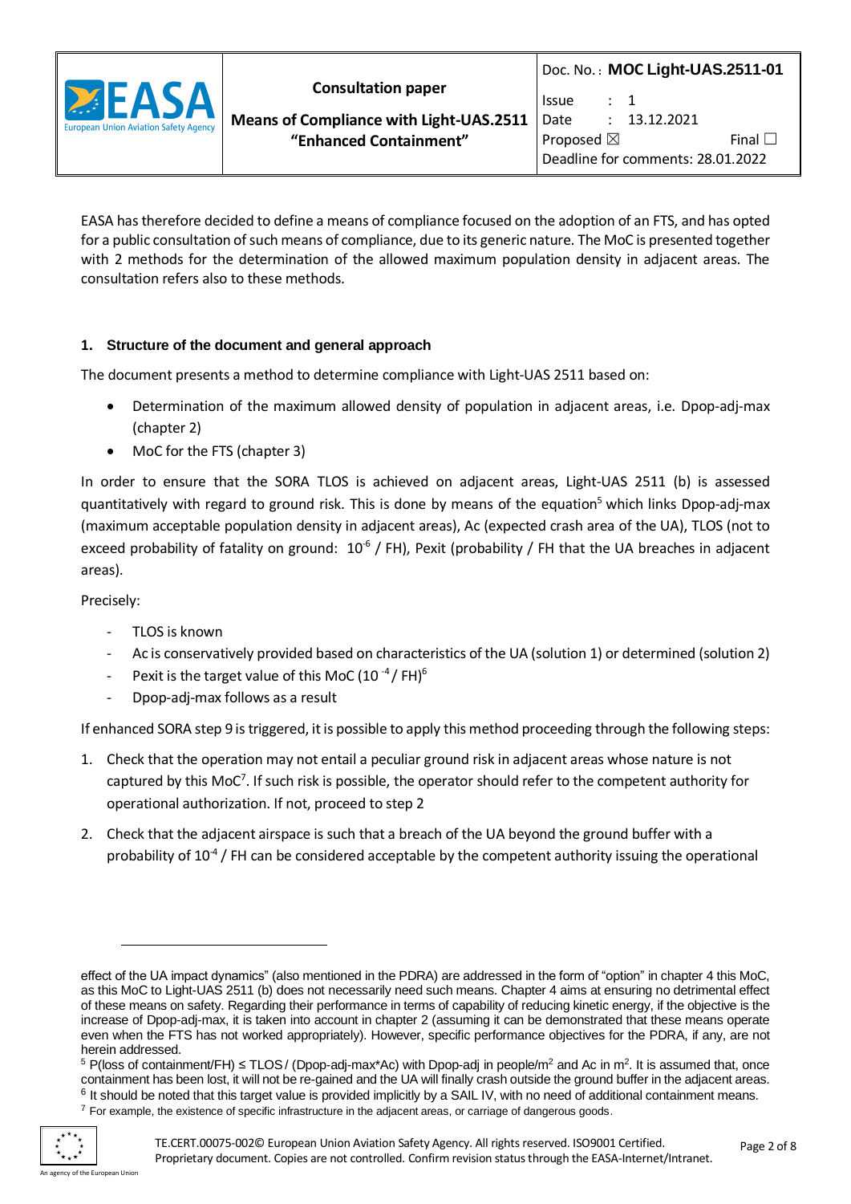EASA has therefore decided to define a means of compliance focused on the adoption of an FTS, and has opted for a public consultation of such means of compliance, due to its generic nature. The MoC is presented together with 2 methods for the determination of the allowed maximum population density in adjacent areas. The consultation refers also to these methods.

## 1. Structure of the document and general approach

The document presents a method to determine compliance with Light-UAS 2511 based on:

- Determination of the maximum allowed density of population in adjacent areas, i.e. Dpop-adj-max (chapter 2)
- MoC for the FTS (chapter 3)

In order to ensure that the SORA TLOS is achieved on adjacent areas, Light-UAS 2511 (b) is assessed quantitatively with regard to ground risk. This is done by means of the equation[5] which links Dpop-adj-max (maximum acceptable population density in adjacent areas), Ac (expected crash area of the UA), TLOS (not to exceed probability of fatality on ground: $10^{-6}$ / FH), Pexit (probability / FH that the UA breaches in adjacent areas).

Precisely:

- TLOS is known
- Ac is conservatively provided based on characteristics of the UA (solution 1) or determined (solution 2)
- Pexit is the target value of this MoC ($10^{-4}$ / FH)[6]
- Dpop-adj-max follows as a result

If enhanced SORA step 9 is triggered, it is possible to apply this method proceeding through the following steps:

1. Check that the operation may not entail a peculiar ground risk in adjacent areas whose nature is not captured by this MoC[7]. If such risk is possible, the operator should refer to the competent authority for operational authorization. If not, proceed to step 2
2. Check that the adjacent airspace is such that a breach of the UA beyond the ground buffer with a probability of $10^{-4}$ / FH can be considered acceptable by the competent authority issuing the operational

---

effect of the UA impact dynamics" (also mentioned in the PDRA) are addressed in the form of "option" in chapter 4 this MoC, as this MoC to Light-UAS 2511 (b) does not necessarily need such means. Chapter 4 aims at ensuring no detrimental effect of these means on safety. Regarding their performance in terms of capability of reducing kinetic energy, if the objective is the increase of Dpop-adj-max, it is taken into account in chapter 2 (assuming it can be demonstrated that these means operate even when the FTS has not worked appropriately). However, specific performance objectives for the PDRA, if any, are not herein addressed.

[5] P(loss of containment/FH) ≤ TLOS / (Dpop-adj-max*Ac) with Dpop-adj in people/$m^2$ and Ac in $m^2$. It is assumed that, once containment has been lost, it will not be re-gained and the UA will finally crash outside the ground buffer in the adjacent areas.

[6] It should be noted that this target value is provided implicitly by a SAIL IV, with no need of additional containment means.

[7] For example, the existence of specific infrastructure in the adjacent areas, or carriage of dangerous goods.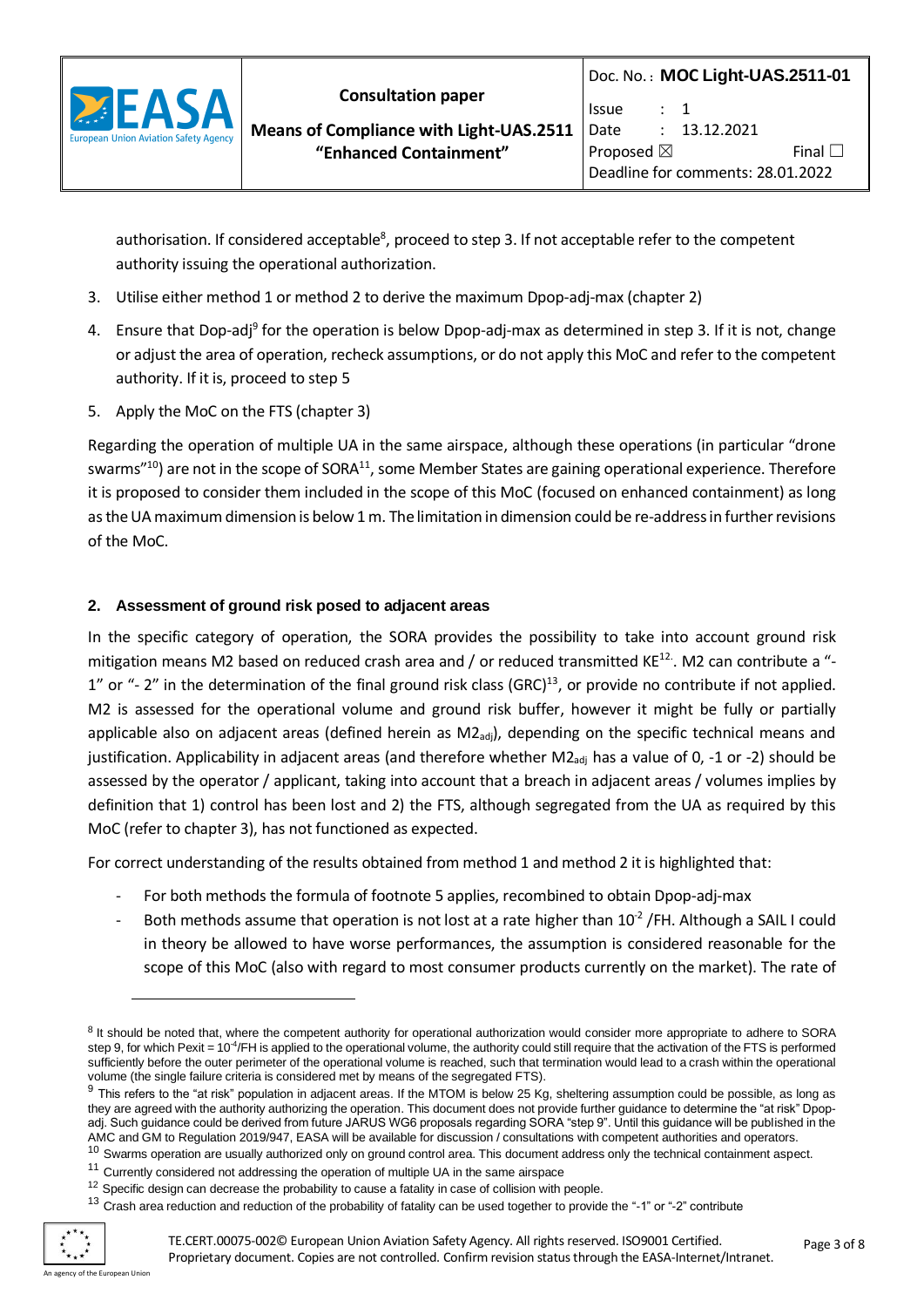authorisation. If considered acceptable[8], proceed to step 3. If not acceptable refer to the competent authority issuing the operational authorization.

3. Utilise either method 1 or method 2 to derive the maximum Dpop-adj-max (chapter 2)
4. Ensure that Dop-adj[9] for the operation is below Dpop-adj-max as determined in step 3. If it is not, change or adjust the area of operation, recheck assumptions, or do not apply this MoC and refer to the competent authority. If it is, proceed to step 5
5. Apply the MoC on the FTS (chapter 3)

Regarding the operation of multiple UA in the same airspace, although these operations (in particular "drone swarms"[10]) are not in the scope of SORA[11], some Member States are gaining operational experience. Therefore it is proposed to consider them included in the scope of this MoC (focused on enhanced containment) as long as the UA maximum dimension is below 1 m. The limitation in dimension could be re-address in further revisions of the MoC.

## 2. Assessment of ground risk posed to adjacent areas

In the specific category of operation, the SORA provides the possibility to take into account ground risk mitigation means M2 based on reduced crash area and / or reduced transmitted KE[12]. M2 can contribute a "-1" or "- 2" in the determination of the final ground risk class (GRC)[13], or provide no contribute if not applied. M2 is assessed for the operational volume and ground risk buffer, however it might be fully or partially applicable also on adjacent areas (defined herein as $M2_{adj}$), depending on the specific technical means and justification. Applicability in adjacent areas (and therefore whether $M2_{adj}$ has a value of 0, -1 or -2) should be assessed by the operator / applicant, taking into account that a breach in adjacent areas / volumes implies by definition that 1) control has been lost and 2) the FTS, although segregated from the UA as required by this MoC (refer to chapter 3), has not functioned as expected.

For correct understanding of the results obtained from method 1 and method 2 it is highlighted that:

- For both methods the formula of footnote 5 applies, recombined to obtain Dpop-adj-max
- Both methods assume that operation is not lost at a rate higher than $10^{-2}$ /FH. Although a SAIL I could in theory be allowed to have worse performances, the assumption is considered reasonable for the scope of this MoC (also with regard to most consumer products currently on the market). The rate of

---

[8] It should be noted that, where the competent authority for operational authorization would consider more appropriate to adhere to SORA step 9, for which Pexit = $10^{-4}$/FH is applied to the operational volume, the authority could still require that the activation of the FTS is performed sufficiently before the outer perimeter of the operational volume is reached, such that termination would lead to a crash within the operational volume (the single failure criteria is considered met by means of the segregated FTS).

[9] This refers to the "at risk" population in adjacent areas. If the MTOM is below 25 Kg, sheltering assumption could be possible, as long as they are agreed with the authority authorizing the operation. This document does not provide further guidance to determine the "at risk" Dpop-adj. Such guidance could be derived from future JARUS WG6 proposals regarding SORA "step 9". Until this guidance will be published in the AMC and GM to Regulation 2019/947, EASA will be available for discussion / consultations with competent authorities and operators.

[10] Swarms operation are usually authorized only on ground control area. This document address only the technical containment aspect.

[11] Currently considered not addressing the operation of multiple UA in the same airspace

[12] Specific design can decrease the probability to cause a fatality in case of collision with people.

[13] Crash area reduction and reduction of the probability of fatality can be used together to provide the "-1" or "-2" contribute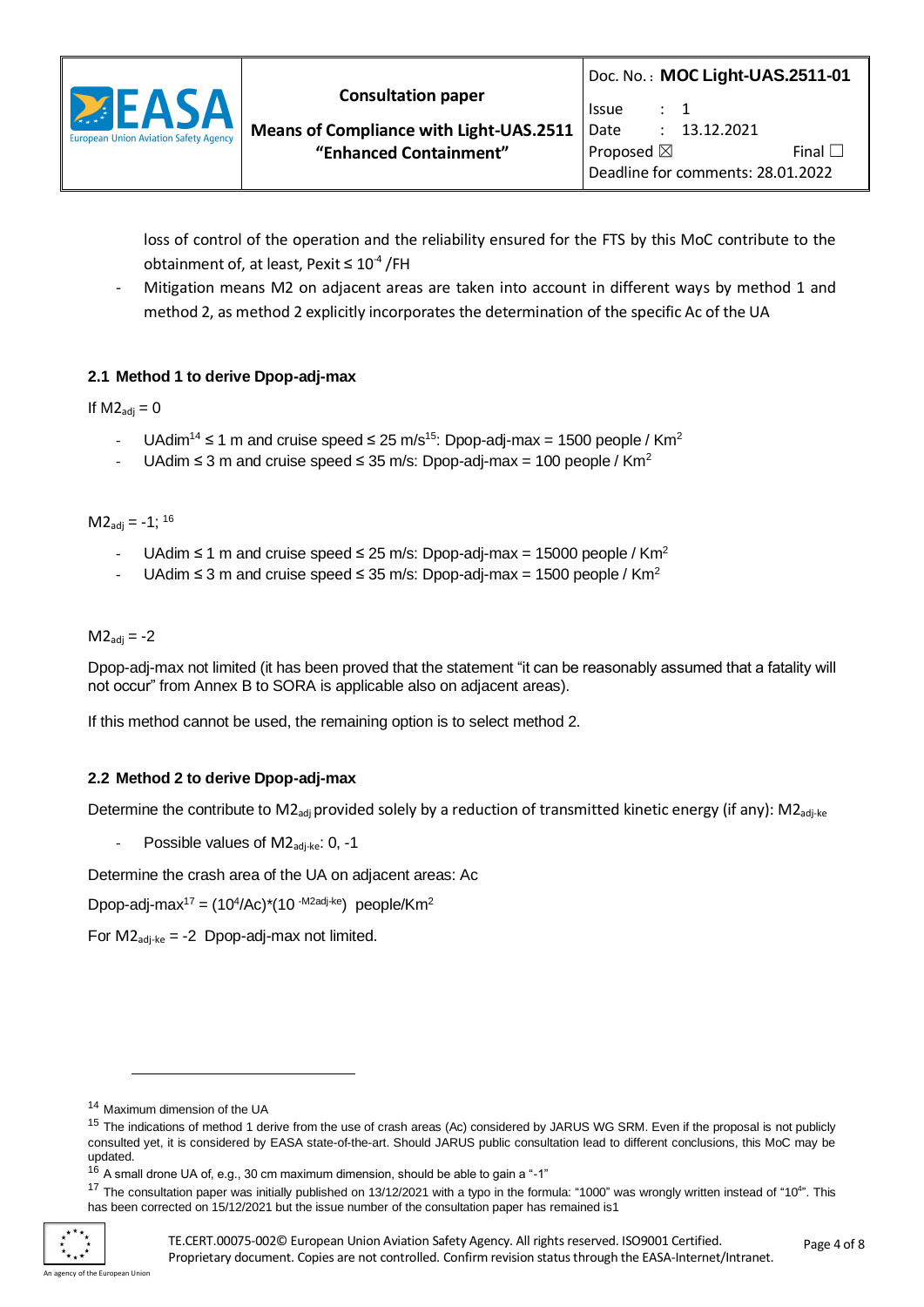loss of control of the operation and the reliability ensured for the FTS by this MoC contribute to the obtainment of, at least, Pexit ≤ $10^{-4}$ /FH

- Mitigation means M2 on adjacent areas are taken into account in different ways by method 1 and method 2, as method 2 explicitly incorporates the determination of the specific Ac of the UA

### 2.1 Method 1 to derive Dpop-adj-max

If $M2_{adj} = 0$

- UAdim[14] ≤ 1 m and cruise speed ≤ 25 m/s[15]: Dpop-adj-max = 1500 people / $Km^2$
- UAdim ≤ 3 m and cruise speed ≤ 35 m/s: Dpop-adj-max = 100 people / $Km^2$

$M2_{adj} = -1$; [16]

- UAdim ≤ 1 m and cruise speed ≤ 25 m/s: Dpop-adj-max = 15000 people / $Km^2$
- UAdim ≤ 3 m and cruise speed ≤ 35 m/s: Dpop-adj-max = 1500 people / $Km^2$

$M2_{adj} = -2$

Dpop-adj-max not limited (it has been proved that the statement "it can be reasonably assumed that a fatality will not occur" from Annex B to SORA is applicable also on adjacent areas).

If this method cannot be used, the remaining option is to select method 2.

### 2.2 Method 2 to derive Dpop-adj-max

Determine the contribute to $M2_{adj}$ provided solely by a reduction of transmitted kinetic energy (if any): $M2_{adj\text{-}ke}$

- Possible values of $M2_{adj\text{-}ke}$: 0, -1

Determine the crash area of the UA on adjacent areas: Ac

Dpop-adj-max[17] = $(10^4/Ac)*(10^{-M2adj\text{-}ke})$ people/$Km^2$

For $M2_{adj\text{-}ke} = -2$ Dpop-adj-max not limited.

---

[14] Maximum dimension of the UA

[15] The indications of method 1 derive from the use of crash areas (Ac) considered by JARUS WG SRM. Even if the proposal is not publicly consulted yet, it is considered by EASA state-of-the-art. Should JARUS public consultation lead to different conclusions, this MoC may be updated.

[16] A small drone UA of, e.g., 30 cm maximum dimension, should be able to gain a "-1"

[17] The consultation paper was initially published on 13/12/2021 with a typo in the formula: "1000" was wrongly written instead of "$10^4$". This has been corrected on 15/12/2021 but the issue number of the consultation paper has remained is1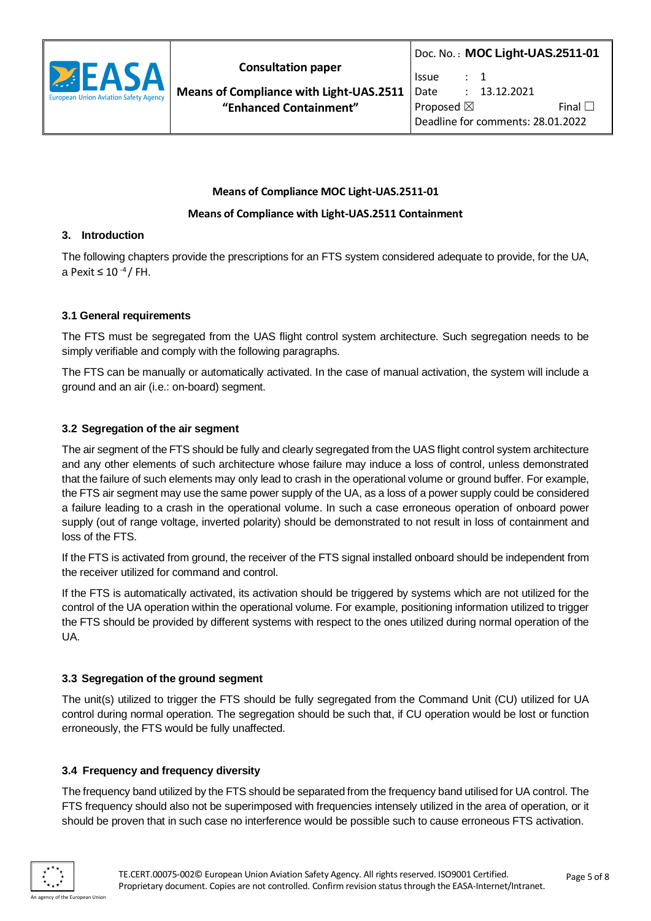**Means of Compliance MOC Light-UAS.2511-01**

**Means of Compliance with Light-UAS.2511 Containment**

## 3. Introduction

The following chapters provide the prescriptions for an FTS system considered adequate to provide, for the UA, a Pexit ≤ $10^{-4}$ / FH.

### 3.1 General requirements

The FTS must be segregated from the UAS flight control system architecture. Such segregation needs to be simply verifiable and comply with the following paragraphs.

The FTS can be manually or automatically activated. In the case of manual activation, the system will include a ground and an air (i.e.: on-board) segment.

### 3.2 Segregation of the air segment

The air segment of the FTS should be fully and clearly segregated from the UAS flight control system architecture and any other elements of such architecture whose failure may induce a loss of control, unless demonstrated that the failure of such elements may only lead to crash in the operational volume or ground buffer. For example, the FTS air segment may use the same power supply of the UA, as a loss of a power supply could be considered a failure leading to a crash in the operational volume. In such a case erroneous operation of onboard power supply (out of range voltage, inverted polarity) should be demonstrated to not result in loss of containment and loss of the FTS.

If the FTS is activated from ground, the receiver of the FTS signal installed onboard should be independent from the receiver utilized for command and control.

If the FTS is automatically activated, its activation should be triggered by systems which are not utilized for the control of the UA operation within the operational volume. For example, positioning information utilized to trigger the FTS should be provided by different systems with respect to the ones utilized during normal operation of the UA.

### 3.3 Segregation of the ground segment

The unit(s) utilized to trigger the FTS should be fully segregated from the Command Unit (CU) utilized for UA control during normal operation. The segregation should be such that, if CU operation would be lost or function erroneously, the FTS would be fully unaffected.

### 3.4 Frequency and frequency diversity

The frequency band utilized by the FTS should be separated from the frequency band utilised for UA control. The FTS frequency should also not be superimposed with frequencies intensely utilized in the area of operation, or it should be proven that in such case no interference would be possible such to cause erroneous FTS activation.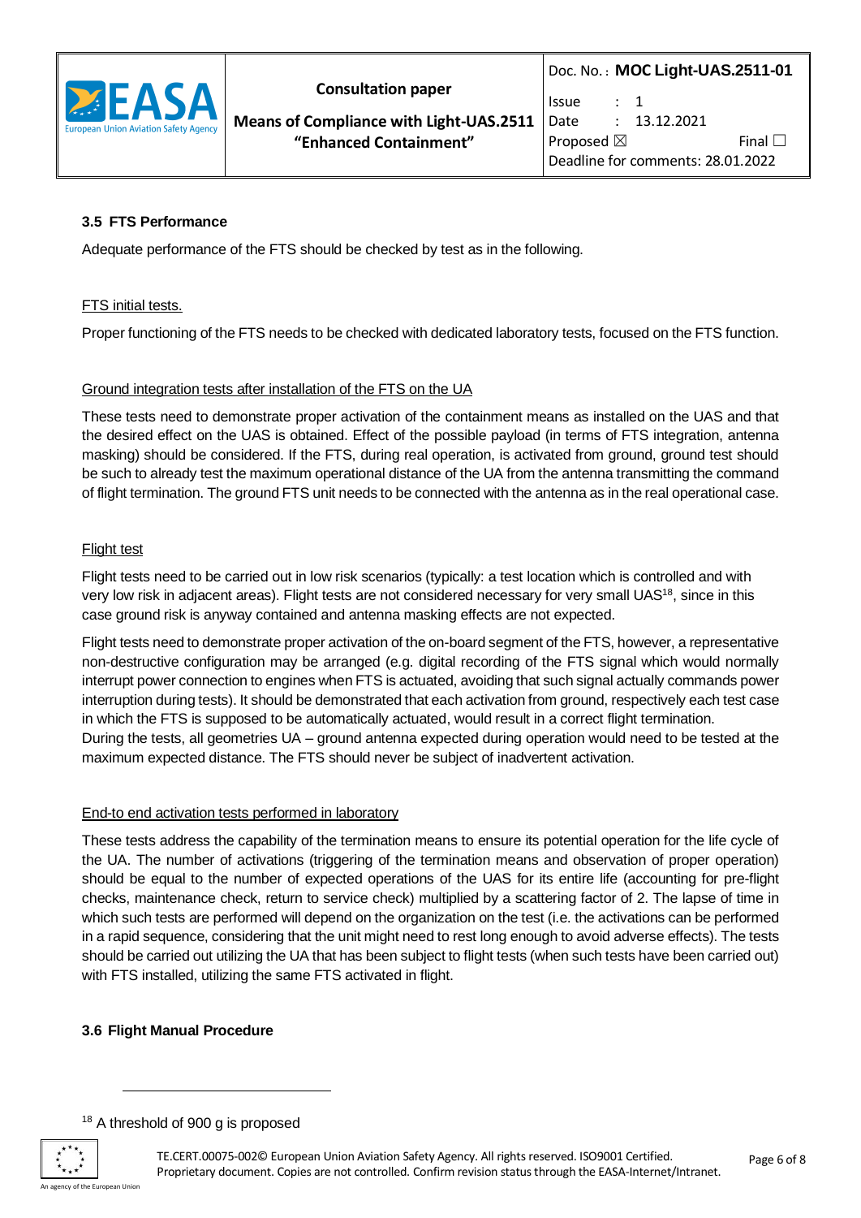### 3.5 FTS Performance

Adequate performance of the FTS should be checked by test as in the following.

FTS initial tests.

Proper functioning of the FTS needs to be checked with dedicated laboratory tests, focused on the FTS function.

Ground integration tests after installation of the FTS on the UA

These tests need to demonstrate proper activation of the containment means as installed on the UAS and that the desired effect on the UAS is obtained. Effect of the possible payload (in terms of FTS integration, antenna masking) should be considered. If the FTS, during real operation, is activated from ground, ground test should be such to already test the maximum operational distance of the UA from the antenna transmitting the command of flight termination. The ground FTS unit needs to be connected with the antenna as in the real operational case.

Flight test

Flight tests need to be carried out in low risk scenarios (typically: a test location which is controlled and with very low risk in adjacent areas). Flight tests are not considered necessary for very small UAS[18], since in this case ground risk is anyway contained and antenna masking effects are not expected.

Flight tests need to demonstrate proper activation of the on-board segment of the FTS, however, a representative non-destructive configuration may be arranged (e.g. digital recording of the FTS signal which would normally interrupt power connection to engines when FTS is actuated, avoiding that such signal actually commands power interruption during tests). It should be demonstrated that each activation from ground, respectively each test case in which the FTS is supposed to be automatically actuated, would result in a correct flight termination.
During the tests, all geometries UA – ground antenna expected during operation would need to be tested at the maximum expected distance. The FTS should never be subject of inadvertent activation.

End-to end activation tests performed in laboratory

These tests address the capability of the termination means to ensure its potential operation for the life cycle of the UA. The number of activations (triggering of the termination means and observation of proper operation) should be equal to the number of expected operations of the UAS for its entire life (accounting for pre-flight checks, maintenance check, return to service check) multiplied by a scattering factor of 2. The lapse of time in which such tests are performed will depend on the organization on the test (i.e. the activations can be performed in a rapid sequence, considering that the unit might need to rest long enough to avoid adverse effects). The tests should be carried out utilizing the UA that has been subject to flight tests (when such tests have been carried out) with FTS installed, utilizing the same FTS activated in flight.

### 3.6 Flight Manual Procedure

[18] A threshold of 900 g is proposed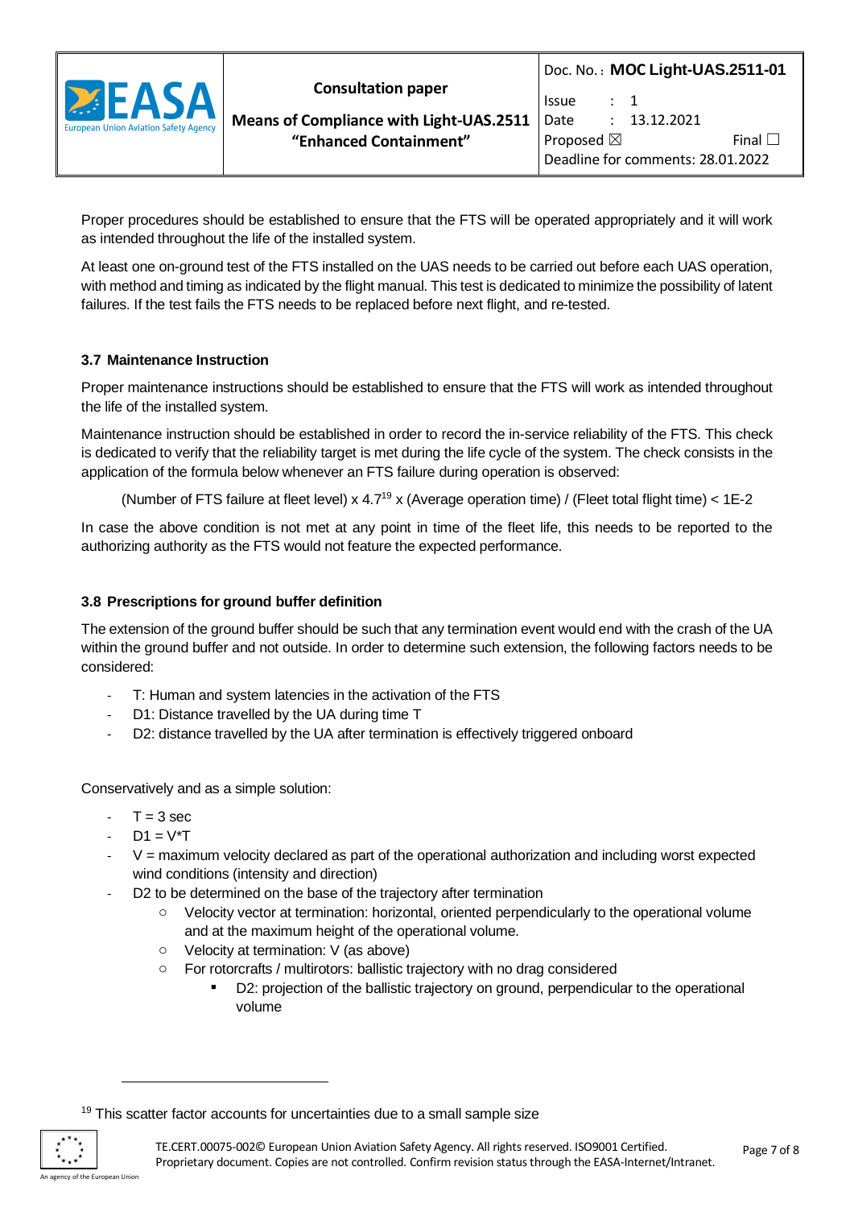Proper procedures should be established to ensure that the FTS will be operated appropriately and it will work as intended throughout the life of the installed system.

At least one on-ground test of the FTS installed on the UAS needs to be carried out before each UAS operation, with method and timing as indicated by the flight manual. This test is dedicated to minimize the possibility of latent failures. If the test fails the FTS needs to be replaced before next flight, and re-tested.

### 3.7 Maintenance Instruction

Proper maintenance instructions should be established to ensure that the FTS will work as intended throughout the life of the installed system.

Maintenance instruction should be established in order to record the in-service reliability of the FTS. This check is dedicated to verify that the reliability target is met during the life cycle of the system. The check consists in the application of the formula below whenever an FTS failure during operation is observed:

(Number of FTS failure at fleet level) x 4.7[19] x (Average operation time) / (Fleet total flight time) < 1E-2

In case the above condition is not met at any point in time of the fleet life, this needs to be reported to the authorizing authority as the FTS would not feature the expected performance.

### 3.8 Prescriptions for ground buffer definition

The extension of the ground buffer should be such that any termination event would end with the crash of the UA within the ground buffer and not outside. In order to determine such extension, the following factors needs to be considered:

- T: Human and system latencies in the activation of the FTS
- D1: Distance travelled by the UA during time T
- D2: distance travelled by the UA after termination is effectively triggered onboard

Conservatively and as a simple solution:

- T = 3 sec
- D1 = V*T
- V = maximum velocity declared as part of the operational authorization and including worst expected wind conditions (intensity and direction)
- D2 to be determined on the base of the trajectory after termination
  - Velocity vector at termination: horizontal, oriented perpendicularly to the operational volume and at the maximum height of the operational volume.
  - Velocity at termination: V (as above)
  - For rotorcrafts / multirotors: ballistic trajectory with no drag considered
    - D2: projection of the ballistic trajectory on ground, perpendicular to the operational volume

---

[19] This scatter factor accounts for uncertainties due to a small sample size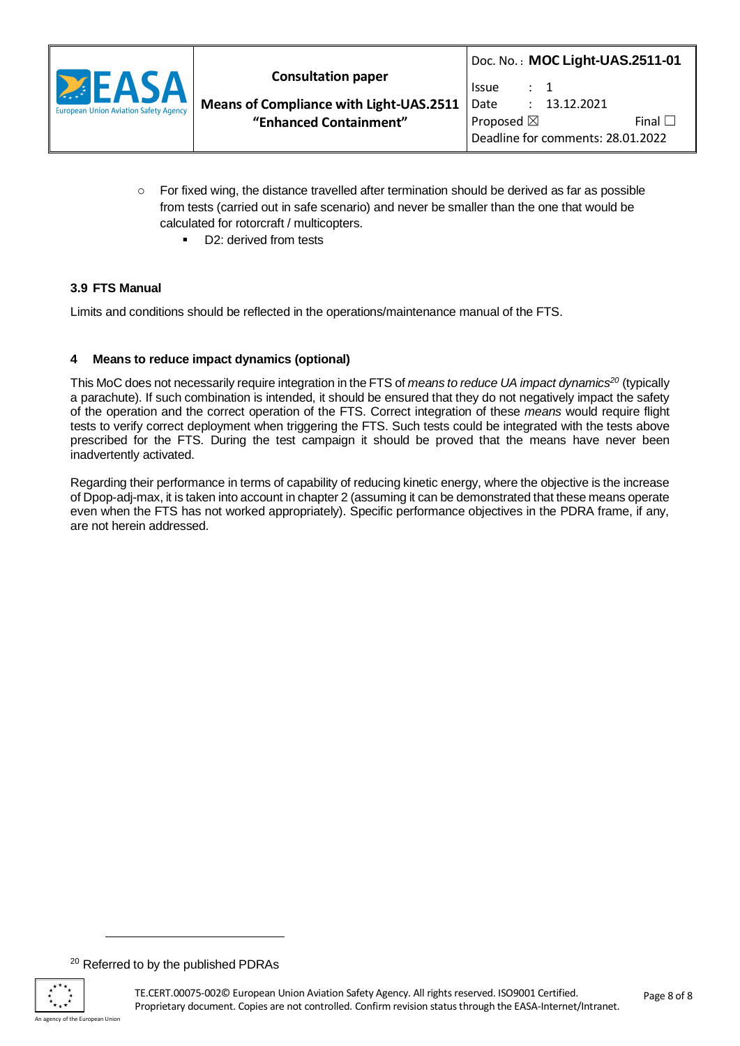- For fixed wing, the distance travelled after termination should be derived as far as possible from tests (carried out in safe scenario) and never be smaller than the one that would be calculated for rotorcraft / multicopters.
  - D2: derived from tests

### 3.9 FTS Manual

Limits and conditions should be reflected in the operations/maintenance manual of the FTS.

## 4 Means to reduce impact dynamics (optional)

This MoC does not necessarily require integration in the FTS of *means to reduce UA impact dynamics*[20] (typically a parachute). If such combination is intended, it should be ensured that they do not negatively impact the safety of the operation and the correct operation of the FTS. Correct integration of these *means* would require flight tests to verify correct deployment when triggering the FTS. Such tests could be integrated with the tests above prescribed for the FTS. During the test campaign it should be proved that the means have never been inadvertently activated.

Regarding their performance in terms of capability of reducing kinetic energy, where the objective is the increase of Dpop-adj-max, it is taken into account in chapter 2 (assuming it can be demonstrated that these means operate even when the FTS has not worked appropriately). Specific performance objectives in the PDRA frame, if any, are not herein addressed.

[20] Referred to by the published PDRAs